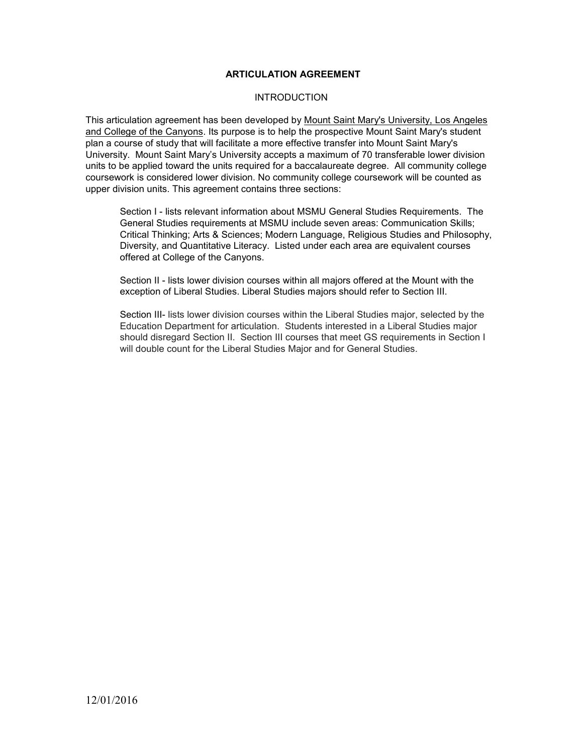# ARTICULATION AGREEMENT

## INTRODUCTION

This articulation agreement has been developed by Mount Saint Mary's University, Los Angeles and College of the Canyons. Its purpose is to help the prospective Mount Saint Mary's student plan a course of study that will facilitate a more effective transfer into Mount Saint Mary's University. Mount Saint Mary's University accepts a maximum of 70 transferable lower division units to be applied toward the units required for a baccalaureate degree. All community college coursework is considered lower division. No community college coursework will be counted as upper division units. This agreement contains three sections:

Section I - lists relevant information about MSMU General Studies Requirements. The General Studies requirements at MSMU include seven areas: Communication Skills; Critical Thinking; Arts & Sciences; Modern Language, Religious Studies and Philosophy, Diversity, and Quantitative Literacy. Listed under each area are equivalent courses offered at College of the Canyons.

Section II - lists lower division courses within all majors offered at the Mount with the exception of Liberal Studies. Liberal Studies majors should refer to Section III.

Section III- lists lower division courses within the Liberal Studies major, selected by the Education Department for articulation. Students interested in a Liberal Studies major should disregard Section II. Section III courses that meet GS requirements in Section I will double count for the Liberal Studies Major and for General Studies.

12/01/2016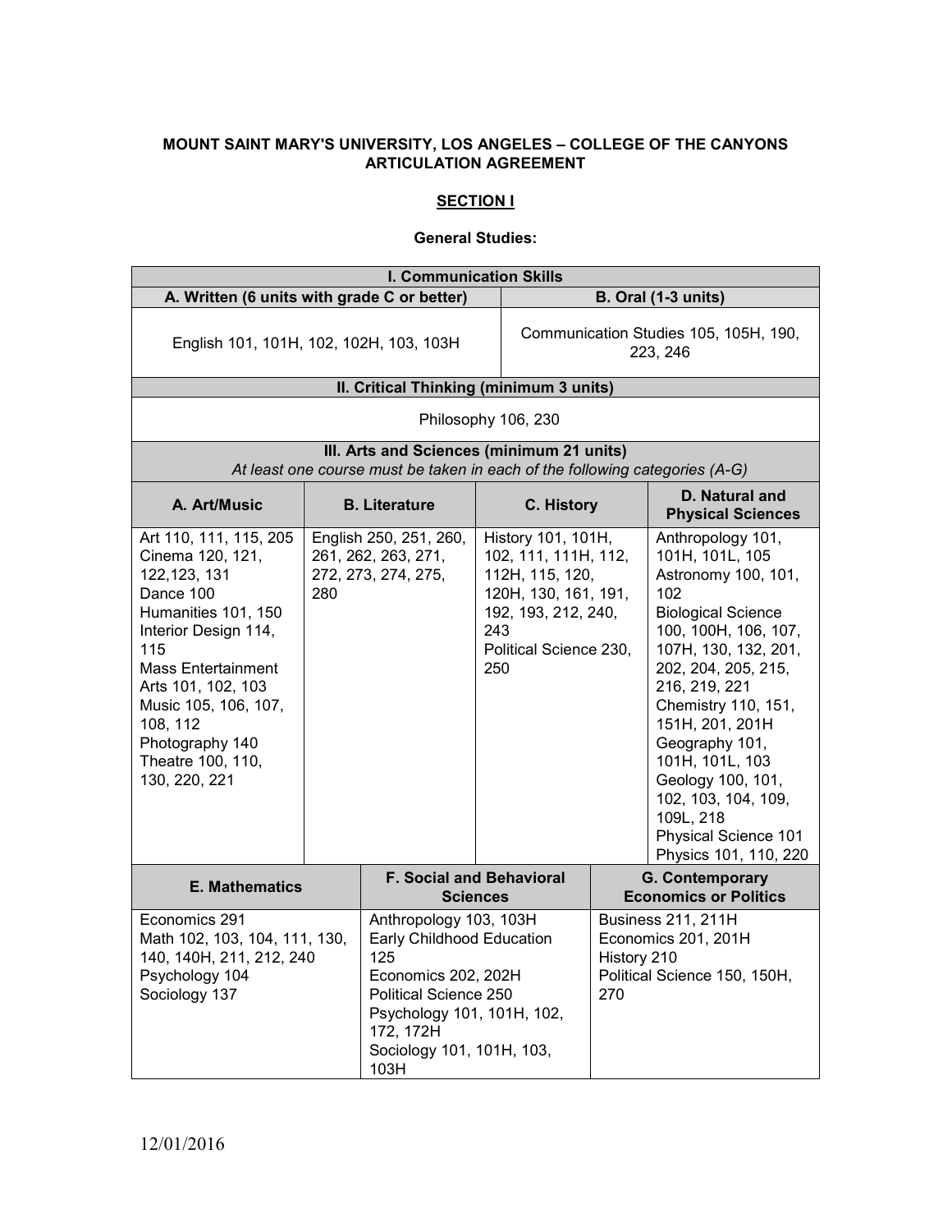**MOUNT SAINT MARY'S UNIVERSITY, LOS ANGELES – COLLEGE OF THE CANYONS ARTICULATION AGREEMENT**

**SECTION I**

**General Studies:**

| I. Communication Skills | |
|---|---|
| **A. Written (6 units with grade C or better)** | **B. Oral (1-3 units)** |
| English 101, 101H, 102, 102H, 103, 103H | Communication Studies 105, 105H, 190, 223, 246 |

| II. Critical Thinking (minimum 3 units) |
|---|
| Philosophy 106, 230 |

| III. Arts and Sciences (minimum 21 units) *At least one course must be taken in each of the following categories (A-G)* | | | |
|---|---|---|---|
| **A. Art/Music** | **B. Literature** | **C. History** | **D. Natural and Physical Sciences** |
| Art 110, 111, 115, 205<br>Cinema 120, 121, 122, 123, 131<br>Dance 100<br>Humanities 101, 150<br>Interior Design 114, 115<br>Mass Entertainment Arts 101, 102, 103<br>Music 105, 106, 107, 108, 112<br>Photography 140<br>Theatre 100, 110, 130, 220, 221 | English 250, 251, 260, 261, 262, 263, 271, 272, 273, 274, 275, 280 | History 101, 101H, 102, 111, 111H, 112, 112H, 115, 120, 120H, 130, 161, 191, 192, 193, 212, 240, 243<br>Political Science 230, 250 | Anthropology 101, 101H, 101L, 105<br>Astronomy 100, 101, 102<br>Biological Science 100, 100H, 106, 107, 107H, 130, 132, 201, 202, 204, 205, 215, 216, 219, 221<br>Chemistry 110, 151, 151H, 201, 201H<br>Geography 101, 101H, 101L, 103<br>Geology 100, 101, 102, 103, 104, 109, 109L, 218<br>Physical Science 101<br>Physics 101, 110, 220 |

| E. Mathematics | F. Social and Behavioral Sciences | G. Contemporary Economics or Politics |
|---|---|---|
| Economics 291<br>Math 102, 103, 104, 111, 130, 140, 140H, 211, 212, 240<br>Psychology 104<br>Sociology 137 | Anthropology 103, 103H<br>Early Childhood Education 125<br>Economics 202, 202H<br>Political Science 250<br>Psychology 101, 101H, 102, 172, 172H<br>Sociology 101, 101H, 103, 103H | Business 211, 211H<br>Economics 201, 201H<br>History 210<br>Political Science 150, 150H, 270 |

12/01/2016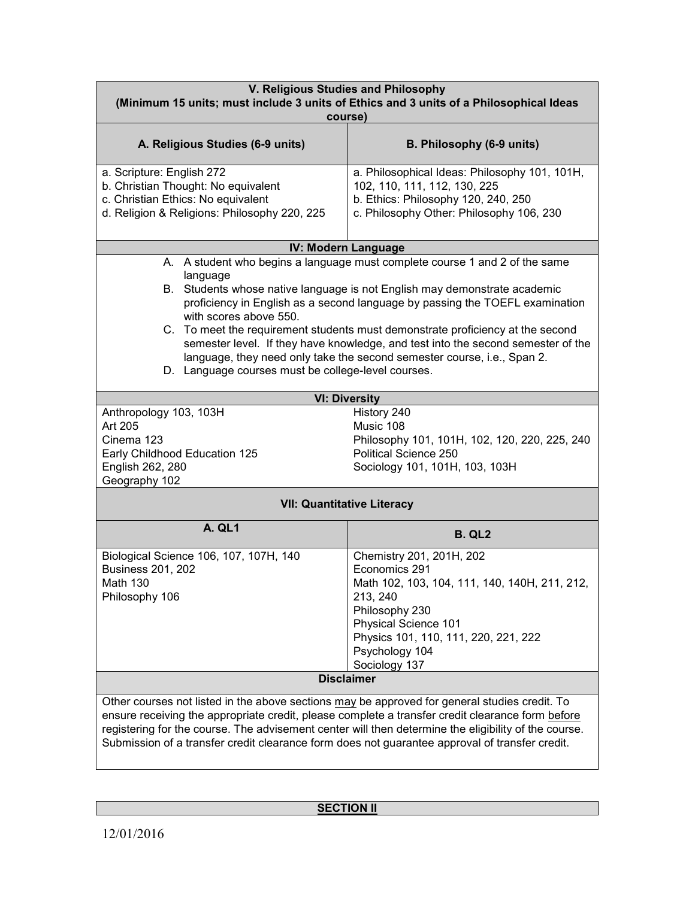## V. Religious Studies and Philosophy
**(Minimum 15 units; must include 3 units of Ethics and 3 units of a Philosophical Ideas course)**

| A. Religious Studies (6-9 units) | B. Philosophy (6-9 units) |
|---|---|
| a. Scripture: English 272<br>b. Christian Thought: No equivalent<br>c. Christian Ethics: No equivalent<br>d. Religion & Religions: Philosophy 220, 225 | a. Philosophical Ideas: Philosophy 101, 101H, 102, 110, 111, 112, 130, 225<br>b. Ethics: Philosophy 120, 240, 250<br>c. Philosophy Other: Philosophy 106, 230 |

## IV: Modern Language

A. A student who begins a language must complete course 1 and 2 of the same language
B. Students whose native language is not English may demonstrate academic proficiency in English as a second language by passing the TOEFL examination with scores above 550.
C. To meet the requirement students must demonstrate proficiency at the second semester level. If they have knowledge, and test into the second semester of the language, they need only take the second semester course, i.e., Span 2.
D. Language courses must be college-level courses.

## VI: Diversity

| | |
|---|---|
| Anthropology 103, 103H<br>Art 205<br>Cinema 123<br>Early Childhood Education 125<br>English 262, 280<br>Geography 102 | History 240<br>Music 108<br>Philosophy 101, 101H, 102, 120, 220, 225, 240<br>Political Science 250<br>Sociology 101, 101H, 103, 103H |

## VII: Quantitative Literacy

| A. QL1 | B. QL2 |
|---|---|
| Biological Science 106, 107, 107H, 140<br>Business 201, 202<br>Math 130<br>Philosophy 106 | Chemistry 201, 201H, 202<br>Economics 291<br>Math 102, 103, 104, 111, 140, 140H, 211, 212, 213, 240<br>Philosophy 230<br>Physical Science 101<br>Physics 101, 110, 111, 220, 221, 222<br>Psychology 104<br>Sociology 137 |

## Disclaimer

Other courses not listed in the above sections may be approved for general studies credit. To ensure receiving the appropriate credit, please complete a transfer credit clearance form before registering for the course. The advisement center will then determine the eligibility of the course. Submission of a transfer credit clearance form does not guarantee approval of transfer credit.

## SECTION II

12/01/2016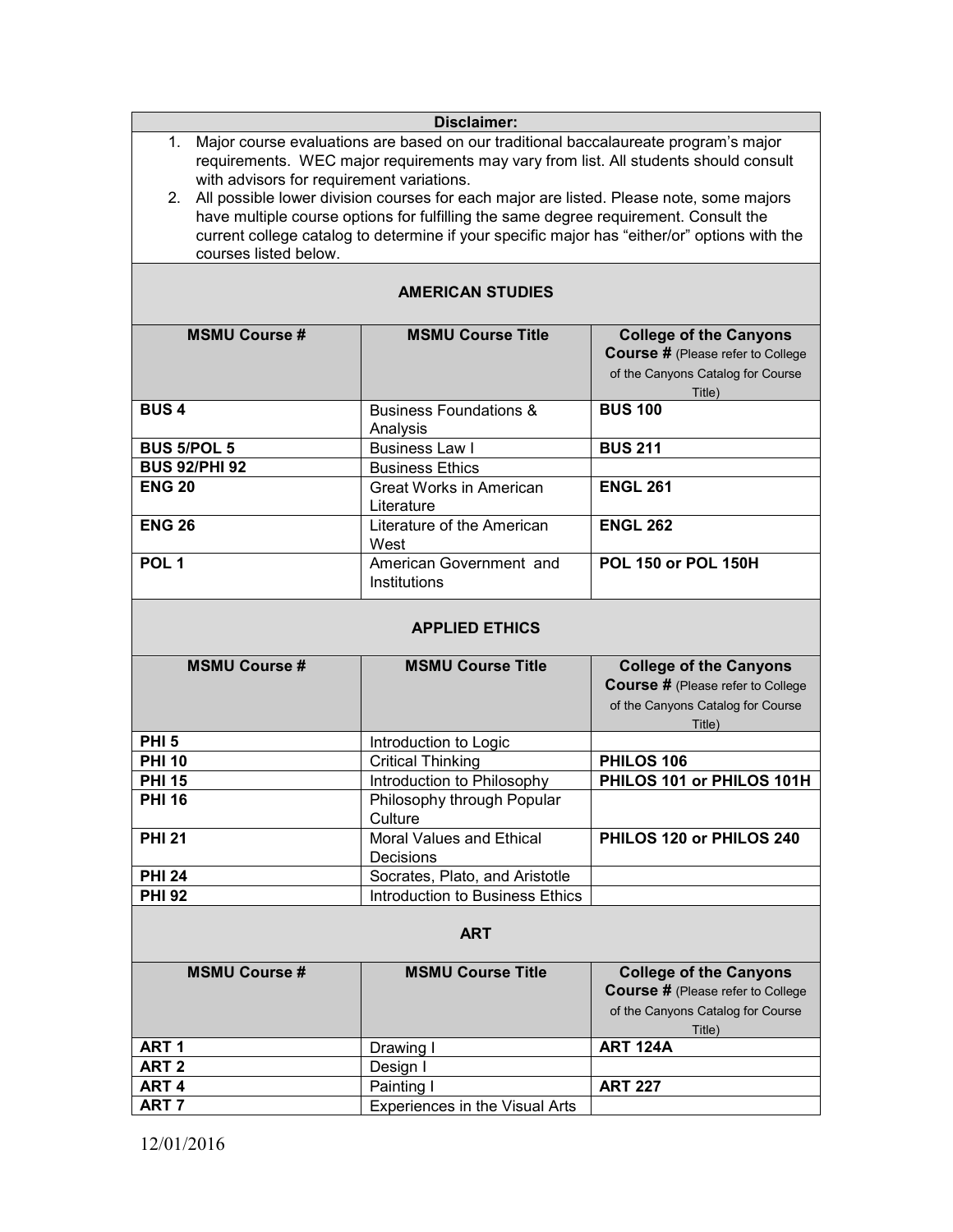| Disclaimer: |
|---|

1. Major course evaluations are based on our traditional baccalaureate program's major requirements. WEC major requirements may vary from list. All students should consult with advisors for requirement variations.
2. All possible lower division courses for each major are listed. Please note, some majors have multiple course options for fulfilling the same degree requirement. Consult the current college catalog to determine if your specific major has "either/or" options with the courses listed below.

## AMERICAN STUDIES

| MSMU Course # | MSMU Course Title | College of the Canyons Course # (Please refer to College of the Canyons Catalog for Course Title) |
|---|---|---|
| **BUS 4** | Business Foundations & Analysis | **BUS 100** |
| **BUS 5/POL 5** | Business Law I | **BUS 211** |
| **BUS 92/PHI 92** | Business Ethics | |
| **ENG 20** | Great Works in American Literature | **ENGL 261** |
| **ENG 26** | Literature of the American West | **ENGL 262** |
| **POL 1** | American Government and Institutions | **POL 150 or POL 150H** |

## APPLIED ETHICS

| MSMU Course # | MSMU Course Title | College of the Canyons Course # (Please refer to College of the Canyons Catalog for Course Title) |
|---|---|---|
| **PHI 5** | Introduction to Logic | |
| **PHI 10** | Critical Thinking | **PHILOS 106** |
| **PHI 15** | Introduction to Philosophy | **PHILOS 101 or PHILOS 101H** |
| **PHI 16** | Philosophy through Popular Culture | |
| **PHI 21** | Moral Values and Ethical Decisions | **PHILOS 120 or PHILOS 240** |
| **PHI 24** | Socrates, Plato, and Aristotle | |
| **PHI 92** | Introduction to Business Ethics | |

## ART

| MSMU Course # | MSMU Course Title | College of the Canyons Course # (Please refer to College of the Canyons Catalog for Course Title) |
|---|---|---|
| **ART 1** | Drawing I | **ART 124A** |
| **ART 2** | Design I | |
| **ART 4** | Painting I | **ART 227** |
| **ART 7** | Experiences in the Visual Arts | |

12/01/2016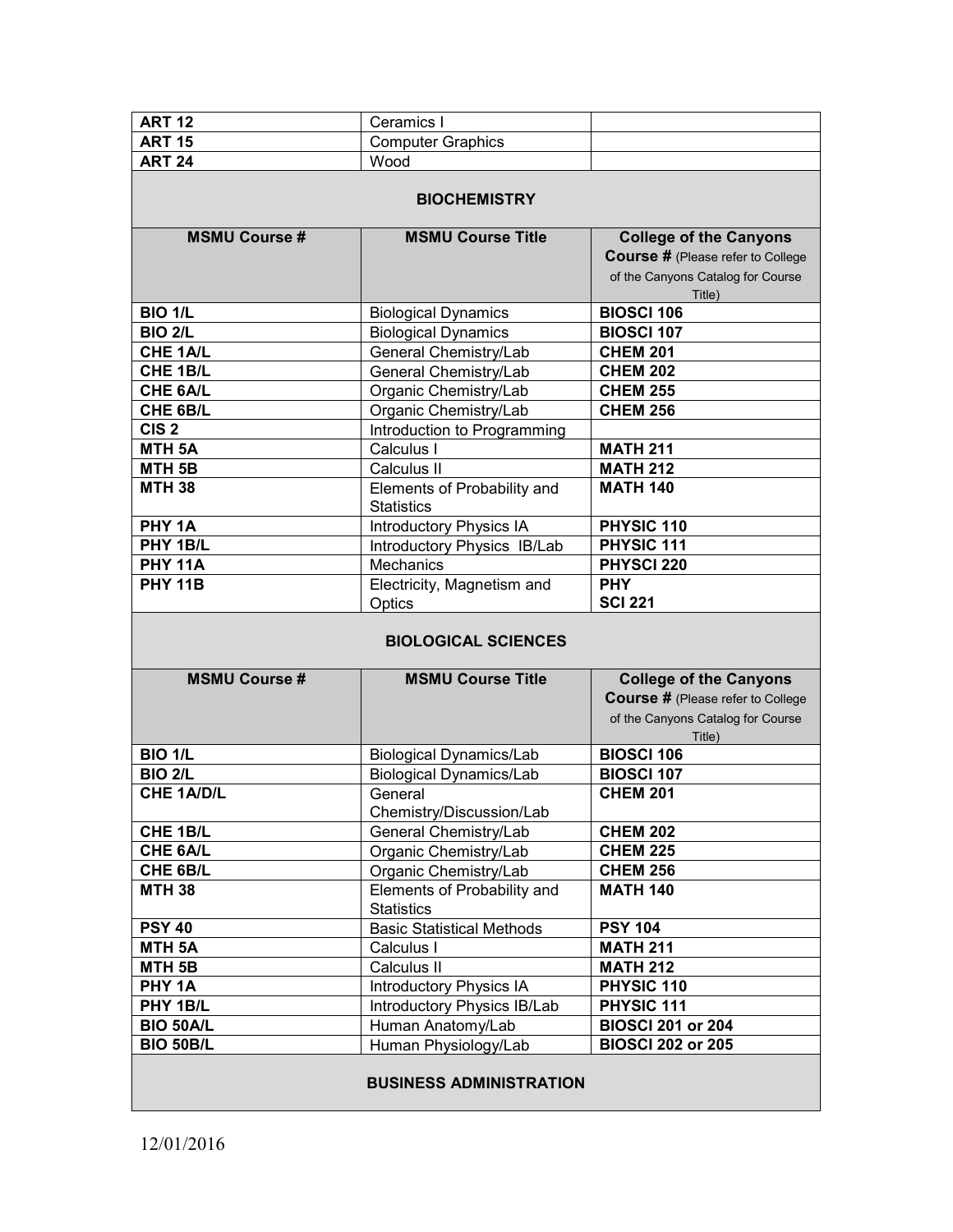| | | |
|---|---|---|
| **ART 12** | Ceramics I | |
| **ART 15** | Computer Graphics | |
| **ART 24** | Wood | |

**BIOCHEMISTRY**

| MSMU Course # | MSMU Course Title | College of the Canyons Course # (Please refer to College of the Canyons Catalog for Course Title) |
|---|---|---|
| **BIO 1/L** | Biological Dynamics | **BIOSCI 106** |
| **BIO 2/L** | Biological Dynamics | **BIOSCI 107** |
| **CHE 1A/L** | General Chemistry/Lab | **CHEM 201** |
| **CHE 1B/L** | General Chemistry/Lab | **CHEM 202** |
| **CHE 6A/L** | Organic Chemistry/Lab | **CHEM 255** |
| **CHE 6B/L** | Organic Chemistry/Lab | **CHEM 256** |
| **CIS 2** | Introduction to Programming | |
| **MTH 5A** | Calculus I | **MATH 211** |
| **MTH 5B** | Calculus II | **MATH 212** |
| **MTH 38** | Elements of Probability and Statistics | **MATH 140** |
| **PHY 1A** | Introductory Physics IA | **PHYSIC 110** |
| **PHY 1B/L** | Introductory Physics IB/Lab | **PHYSIC 111** |
| **PHY 11A** | Mechanics | **PHYSCI 220** |
| **PHY 11B** | Electricity, Magnetism and Optics | **PHY SCI 221** |

**BIOLOGICAL SCIENCES**

| MSMU Course # | MSMU Course Title | College of the Canyons Course # (Please refer to College of the Canyons Catalog for Course Title) |
|---|---|---|
| **BIO 1/L** | Biological Dynamics/Lab | **BIOSCI 106** |
| **BIO 2/L** | Biological Dynamics/Lab | **BIOSCI 107** |
| **CHE 1A/D/L** | General Chemistry/Discussion/Lab | **CHEM 201** |
| **CHE 1B/L** | General Chemistry/Lab | **CHEM 202** |
| **CHE 6A/L** | Organic Chemistry/Lab | **CHEM 225** |
| **CHE 6B/L** | Organic Chemistry/Lab | **CHEM 256** |
| **MTH 38** | Elements of Probability and Statistics | **MATH 140** |
| **PSY 40** | Basic Statistical Methods | **PSY 104** |
| **MTH 5A** | Calculus I | **MATH 211** |
| **MTH 5B** | Calculus II | **MATH 212** |
| **PHY 1A** | Introductory Physics IA | **PHYSIC 110** |
| **PHY 1B/L** | Introductory Physics IB/Lab | **PHYSIC 111** |
| **BIO 50A/L** | Human Anatomy/Lab | **BIOSCI 201 or 204** |
| **BIO 50B/L** | Human Physiology/Lab | **BIOSCI 202 or 205** |

**BUSINESS ADMINISTRATION**

12/01/2016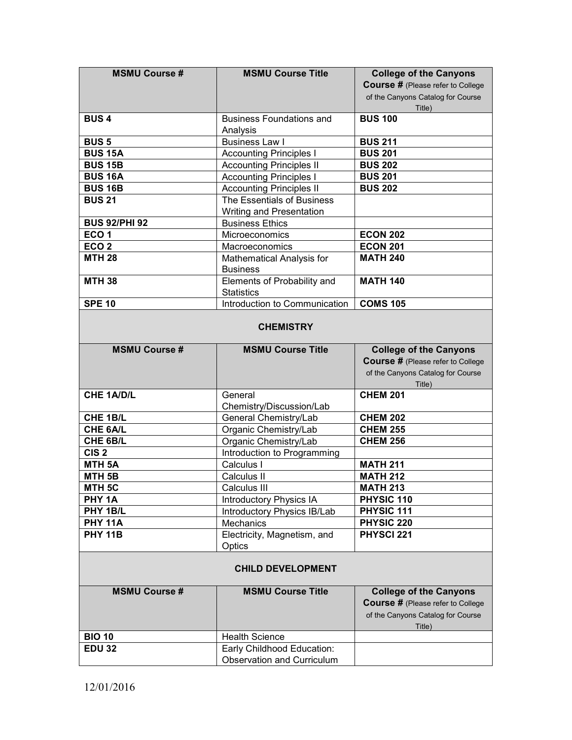| MSMU Course # | MSMU Course Title | College of the Canyons Course # (Please refer to College of the Canyons Catalog for Course Title) |
|---|---|---|
| **BUS 4** | Business Foundations and Analysis | **BUS 100** |
| **BUS 5** | Business Law I | **BUS 211** |
| **BUS 15A** | Accounting Principles I | **BUS 201** |
| **BUS 15B** | Accounting Principles II | **BUS 202** |
| **BUS 16A** | Accounting Principles I | **BUS 201** |
| **BUS 16B** | Accounting Principles II | **BUS 202** |
| **BUS 21** | The Essentials of Business Writing and Presentation | |
| **BUS 92/PHI 92** | Business Ethics | |
| **ECO 1** | Microeconomics | **ECON 202** |
| **ECO 2** | Macroeconomics | **ECON 201** |
| **MTH 28** | Mathematical Analysis for Business | **MATH 240** |
| **MTH 38** | Elements of Probability and Statistics | **MATH 140** |
| **SPE 10** | Introduction to Communication | **COMS 105** |

## CHEMISTRY

| MSMU Course # | MSMU Course Title | College of the Canyons Course # (Please refer to College of the Canyons Catalog for Course Title) |
|---|---|---|
| **CHE 1A/D/L** | General Chemistry/Discussion/Lab | **CHEM 201** |
| **CHE 1B/L** | General Chemistry/Lab | **CHEM 202** |
| **CHE 6A/L** | Organic Chemistry/Lab | **CHEM 255** |
| **CHE 6B/L** | Organic Chemistry/Lab | **CHEM 256** |
| **CIS 2** | Introduction to Programming | |
| **MTH 5A** | Calculus I | **MATH 211** |
| **MTH 5B** | Calculus II | **MATH 212** |
| **MTH 5C** | Calculus III | **MATH 213** |
| **PHY 1A** | Introductory Physics IA | **PHYSIC 110** |
| **PHY 1B/L** | Introductory Physics IB/Lab | **PHYSIC 111** |
| **PHY 11A** | Mechanics | **PHYSIC 220** |
| **PHY 11B** | Electricity, Magnetism, and Optics | **PHYSCI 221** |

## CHILD DEVELOPMENT

| MSMU Course # | MSMU Course Title | College of the Canyons Course # (Please refer to College of the Canyons Catalog for Course Title) |
|---|---|---|
| **BIO 10** | Health Science | |
| **EDU 32** | Early Childhood Education: Observation and Curriculum | |

12/01/2016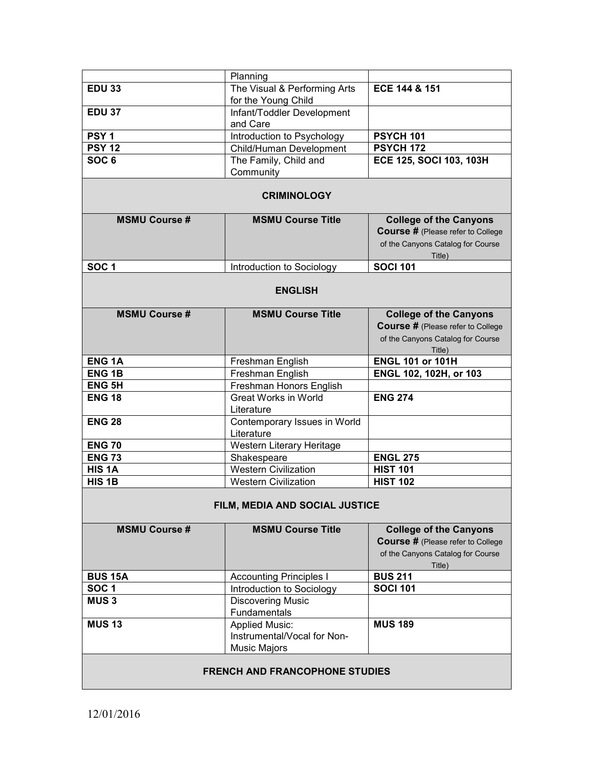| | | |
|---|---|---|
| | Planning | |
| **EDU 33** | The Visual & Performing Arts for the Young Child | **ECE 144 & 151** |
| **EDU 37** | Infant/Toddler Development and Care | |
| **PSY 1** | Introduction to Psychology | **PSYCH 101** |
| **PSY 12** | Child/Human Development | **PSYCH 172** |
| **SOC 6** | The Family, Child and Community | **ECE 125, SOCI 103, 103H** |

## CRIMINOLOGY

| MSMU Course # | MSMU Course Title | College of the Canyons Course # (Please refer to College of the Canyons Catalog for Course Title) |
|---|---|---|
| **SOC 1** | Introduction to Sociology | **SOCI 101** |

## ENGLISH

| MSMU Course # | MSMU Course Title | College of the Canyons Course # (Please refer to College of the Canyons Catalog for Course Title) |
|---|---|---|
| **ENG 1A** | Freshman English | **ENGL 101 or 101H** |
| **ENG 1B** | Freshman English | **ENGL 102, 102H, or 103** |
| **ENG 5H** | Freshman Honors English | |
| **ENG 18** | Great Works in World Literature | **ENG 274** |
| **ENG 28** | Contemporary Issues in World Literature | |
| **ENG 70** | Western Literary Heritage | |
| **ENG 73** | Shakespeare | **ENGL 275** |
| **HIS 1A** | Western Civilization | **HIST 101** |
| **HIS 1B** | Western Civilization | **HIST 102** |

## FILM, MEDIA AND SOCIAL JUSTICE

| MSMU Course # | MSMU Course Title | College of the Canyons Course # (Please refer to College of the Canyons Catalog for Course Title) |
|---|---|---|
| **BUS 15A** | Accounting Principles I | **BUS 211** |
| **SOC 1** | Introduction to Sociology | **SOCI 101** |
| **MUS 3** | Discovering Music Fundamentals | |
| **MUS 13** | Applied Music: Instrumental/Vocal for Non-Music Majors | **MUS 189** |

## FRENCH AND FRANCOPHONE STUDIES

12/01/2016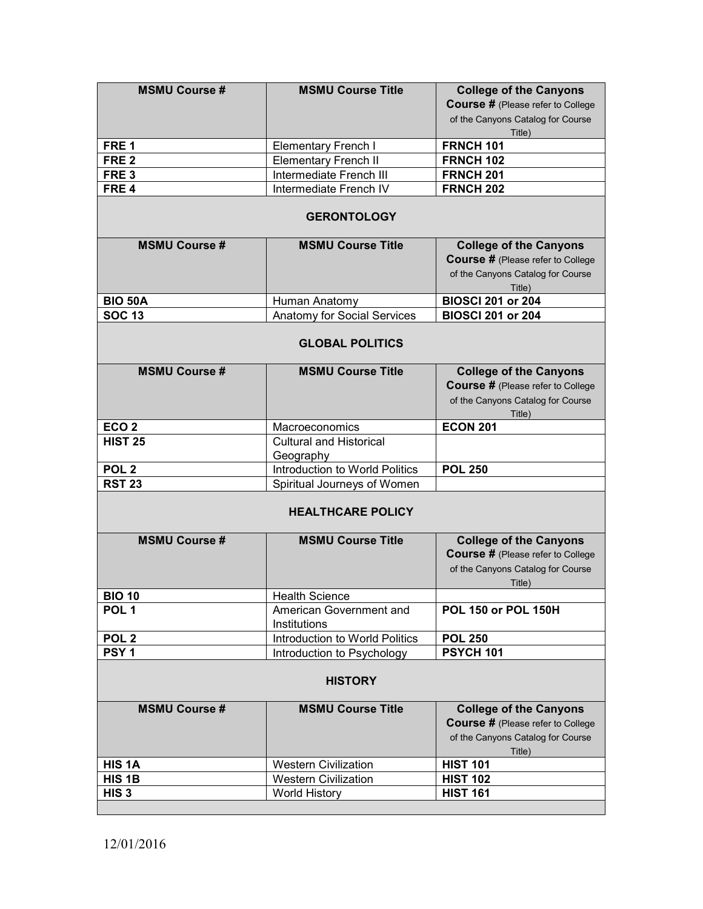| MSMU Course # | MSMU Course Title | College of the Canyons Course # (Please refer to College of the Canyons Catalog for Course Title) |
|---|---|---|
| **FRE 1** | Elementary French I | **FRNCH 101** |
| **FRE 2** | Elementary French II | **FRNCH 102** |
| **FRE 3** | Intermediate French III | **FRNCH 201** |
| **FRE 4** | Intermediate French IV | **FRNCH 202** |

## GERONTOLOGY

| MSMU Course # | MSMU Course Title | College of the Canyons Course # (Please refer to College of the Canyons Catalog for Course Title) |
|---|---|---|
| **BIO 50A** | Human Anatomy | **BIOSCI 201 or 204** |
| **SOC 13** | Anatomy for Social Services | **BIOSCI 201 or 204** |

## GLOBAL POLITICS

| MSMU Course # | MSMU Course Title | College of the Canyons Course # (Please refer to College of the Canyons Catalog for Course Title) |
|---|---|---|
| **ECO 2** | Macroeconomics | **ECON 201** |
| **HIST 25** | Cultural and Historical Geography | |
| **POL 2** | Introduction to World Politics | **POL 250** |
| **RST 23** | Spiritual Journeys of Women | |

## HEALTHCARE POLICY

| MSMU Course # | MSMU Course Title | College of the Canyons Course # (Please refer to College of the Canyons Catalog for Course Title) |
|---|---|---|
| **BIO 10** | Health Science | |
| **POL 1** | American Government and Institutions | **POL 150 or POL 150H** |
| **POL 2** | Introduction to World Politics | **POL 250** |
| **PSY 1** | Introduction to Psychology | **PSYCH 101** |

## HISTORY

| MSMU Course # | MSMU Course Title | College of the Canyons Course # (Please refer to College of the Canyons Catalog for Course Title) |
|---|---|---|
| **HIS 1A** | Western Civilization | **HIST 101** |
| **HIS 1B** | Western Civilization | **HIST 102** |
| **HIS 3** | World History | **HIST 161** |

12/01/2016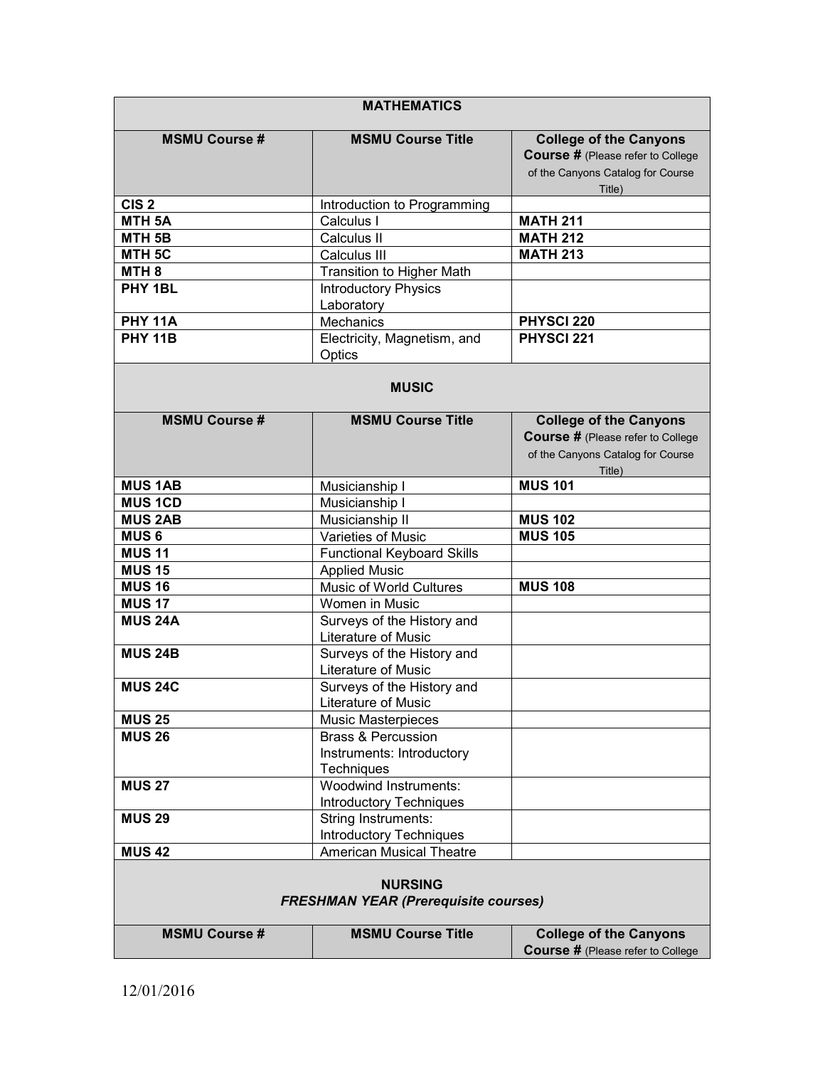| MATHEMATICS | | |
|---|---|---|
| **MSMU Course #** | **MSMU Course Title** | **College of the Canyons Course #** (Please refer to College of the Canyons Catalog for Course Title) |
| **CIS 2** | Introduction to Programming | |
| **MTH 5A** | Calculus I | **MATH 211** |
| **MTH 5B** | Calculus II | **MATH 212** |
| **MTH 5C** | Calculus III | **MATH 213** |
| **MTH 8** | Transition to Higher Math | |
| **PHY 1BL** | Introductory Physics Laboratory | |
| **PHY 11A** | Mechanics | **PHYSCI 220** |
| **PHY 11B** | Electricity, Magnetism, and Optics | **PHYSCI 221** |

| MUSIC | | |
|---|---|---|
| **MSMU Course #** | **MSMU Course Title** | **College of the Canyons Course #** (Please refer to College of the Canyons Catalog for Course Title) |
| **MUS 1AB** | Musicianship I | **MUS 101** |
| **MUS 1CD** | Musicianship I | |
| **MUS 2AB** | Musicianship II | **MUS 102** |
| **MUS 6** | Varieties of Music | **MUS 105** |
| **MUS 11** | Functional Keyboard Skills | |
| **MUS 15** | Applied Music | |
| **MUS 16** | Music of World Cultures | **MUS 108** |
| **MUS 17** | Women in Music | |
| **MUS 24A** | Surveys of the History and Literature of Music | |
| **MUS 24B** | Surveys of the History and Literature of Music | |
| **MUS 24C** | Surveys of the History and Literature of Music | |
| **MUS 25** | Music Masterpieces | |
| **MUS 26** | Brass & Percussion Instruments: Introductory Techniques | |
| **MUS 27** | Woodwind Instruments: Introductory Techniques | |
| **MUS 29** | String Instruments: Introductory Techniques | |
| **MUS 42** | American Musical Theatre | |

| NURSING *FRESHMAN YEAR (Prerequisite courses)* | | |
|---|---|---|
| **MSMU Course #** | **MSMU Course Title** | **College of the Canyons Course #** (Please refer to College |

12/01/2016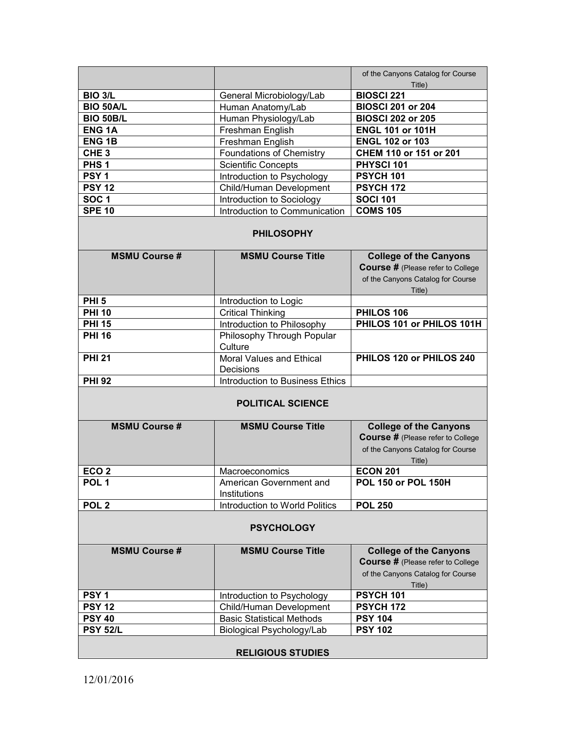| | | of the Canyons Catalog for Course Title) |
|---|---|---|
| **BIO 3/L** | General Microbiology/Lab | **BIOSCI 221** |
| **BIO 50A/L** | Human Anatomy/Lab | **BIOSCI 201 or 204** |
| **BIO 50B/L** | Human Physiology/Lab | **BIOSCI 202 or 205** |
| **ENG 1A** | Freshman English | **ENGL 101 or 101H** |
| **ENG 1B** | Freshman English | **ENGL 102 or 103** |
| **CHE 3** | Foundations of Chemistry | **CHEM 110 or 151 or 201** |
| **PHS 1** | Scientific Concepts | **PHYSCI 101** |
| **PSY 1** | Introduction to Psychology | **PSYCH 101** |
| **PSY 12** | Child/Human Development | **PSYCH 172** |
| **SOC 1** | Introduction to Sociology | **SOCI 101** |
| **SPE 10** | Introduction to Communication | **COMS 105** |

**PHILOSOPHY**

| MSMU Course # | MSMU Course Title | College of the Canyons Course # (Please refer to College of the Canyons Catalog for Course Title) |
|---|---|---|
| **PHI 5** | Introduction to Logic | |
| **PHI 10** | Critical Thinking | **PHILOS 106** |
| **PHI 15** | Introduction to Philosophy | **PHILOS 101 or PHILOS 101H** |
| **PHI 16** | Philosophy Through Popular Culture | |
| **PHI 21** | Moral Values and Ethical Decisions | **PHILOS 120 or PHILOS 240** |
| **PHI 92** | Introduction to Business Ethics | |

**POLITICAL SCIENCE**

| MSMU Course # | MSMU Course Title | College of the Canyons Course # (Please refer to College of the Canyons Catalog for Course Title) |
|---|---|---|
| **ECO 2** | Macroeconomics | **ECON 201** |
| **POL 1** | American Government and Institutions | **POL 150 or POL 150H** |
| **POL 2** | Introduction to World Politics | **POL 250** |

**PSYCHOLOGY**

| MSMU Course # | MSMU Course Title | College of the Canyons Course # (Please refer to College of the Canyons Catalog for Course Title) |
|---|---|---|
| **PSY 1** | Introduction to Psychology | **PSYCH 101** |
| **PSY 12** | Child/Human Development | **PSYCH 172** |
| **PSY 40** | Basic Statistical Methods | **PSY 104** |
| **PSY 52/L** | Biological Psychology/Lab | **PSY 102** |

**RELIGIOUS STUDIES**

12/01/2016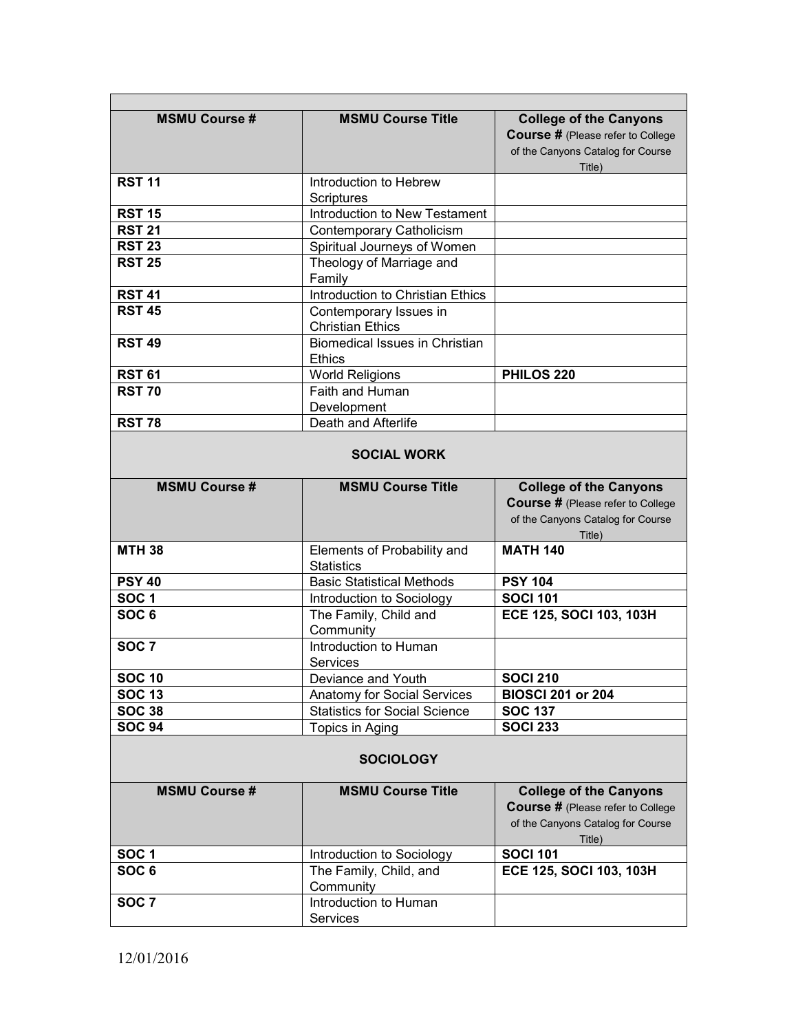| MSMU Course # | MSMU Course Title | College of the Canyons Course # (Please refer to College of the Canyons Catalog for Course Title) |
|---|---|---|
| **RST 11** | Introduction to Hebrew Scriptures | |
| **RST 15** | Introduction to New Testament | |
| **RST 21** | Contemporary Catholicism | |
| **RST 23** | Spiritual Journeys of Women | |
| **RST 25** | Theology of Marriage and Family | |
| **RST 41** | Introduction to Christian Ethics | |
| **RST 45** | Contemporary Issues in Christian Ethics | |
| **RST 49** | Biomedical Issues in Christian Ethics | |
| **RST 61** | World Religions | **PHILOS 220** |
| **RST 70** | Faith and Human Development | |
| **RST 78** | Death and Afterlife | |

## SOCIAL WORK

| MSMU Course # | MSMU Course Title | College of the Canyons Course # (Please refer to College of the Canyons Catalog for Course Title) |
|---|---|---|
| **MTH 38** | Elements of Probability and Statistics | **MATH 140** |
| **PSY 40** | Basic Statistical Methods | **PSY 104** |
| **SOC 1** | Introduction to Sociology | **SOCI 101** |
| **SOC 6** | The Family, Child and Community | **ECE 125, SOCI 103, 103H** |
| **SOC 7** | Introduction to Human Services | |
| **SOC 10** | Deviance and Youth | **SOCI 210** |
| **SOC 13** | Anatomy for Social Services | **BIOSCI 201 or 204** |
| **SOC 38** | Statistics for Social Science | **SOC 137** |
| **SOC 94** | Topics in Aging | **SOCI 233** |

## SOCIOLOGY

| MSMU Course # | MSMU Course Title | College of the Canyons Course # (Please refer to College of the Canyons Catalog for Course Title) |
|---|---|---|
| **SOC 1** | Introduction to Sociology | **SOCI 101** |
| **SOC 6** | The Family, Child, and Community | **ECE 125, SOCI 103, 103H** |
| **SOC 7** | Introduction to Human Services | |

12/01/2016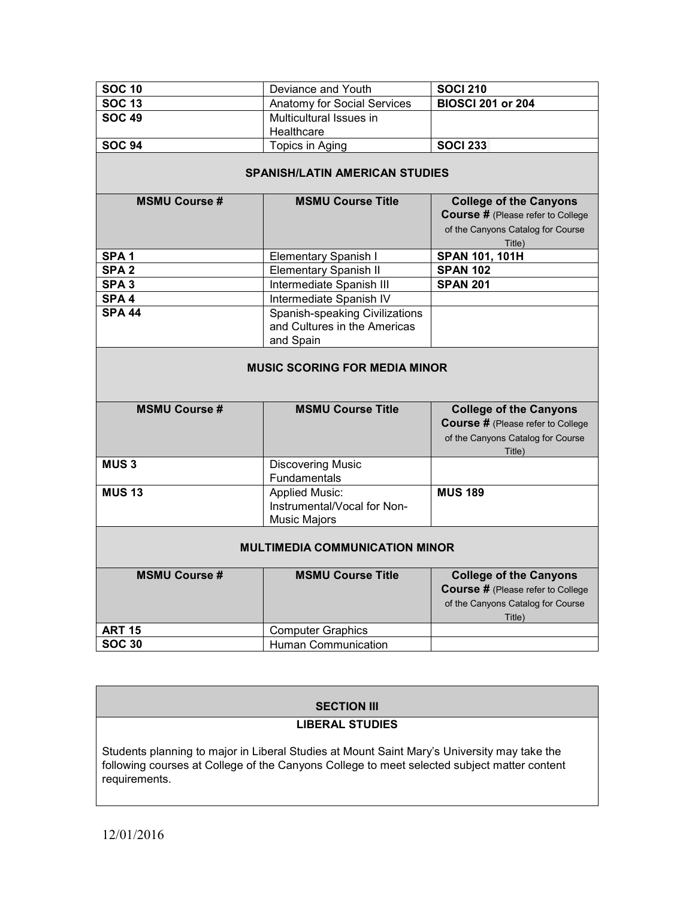| | | |
|---|---|---|
| **SOC 10** | Deviance and Youth | **SOCI 210** |
| **SOC 13** | Anatomy for Social Services | **BIOSCI 201 or 204** |
| **SOC 49** | Multicultural Issues in Healthcare | |
| **SOC 94** | Topics in Aging | **SOCI 233** |

**SPANISH/LATIN AMERICAN STUDIES**

| MSMU Course # | MSMU Course Title | College of the Canyons Course # (Please refer to College of the Canyons Catalog for Course Title) |
|---|---|---|
| **SPA 1** | Elementary Spanish I | **SPAN 101, 101H** |
| **SPA 2** | Elementary Spanish II | **SPAN 102** |
| **SPA 3** | Intermediate Spanish III | **SPAN 201** |
| **SPA 4** | Intermediate Spanish IV | |
| **SPA 44** | Spanish-speaking Civilizations and Cultures in the Americas and Spain | |

**MUSIC SCORING FOR MEDIA MINOR**

| MSMU Course # | MSMU Course Title | College of the Canyons Course # (Please refer to College of the Canyons Catalog for Course Title) |
|---|---|---|
| **MUS 3** | Discovering Music Fundamentals | |
| **MUS 13** | Applied Music: Instrumental/Vocal for Non-Music Majors | **MUS 189** |

**MULTIMEDIA COMMUNICATION MINOR**

| MSMU Course # | MSMU Course Title | College of the Canyons Course # (Please refer to College of the Canyons Catalog for Course Title) |
|---|---|---|
| **ART 15** | Computer Graphics | |
| **SOC 30** | Human Communication | |

## SECTION III

## LIBERAL STUDIES

Students planning to major in Liberal Studies at Mount Saint Mary's University may take the following courses at College of the Canyons College to meet selected subject matter content requirements.

12/01/2016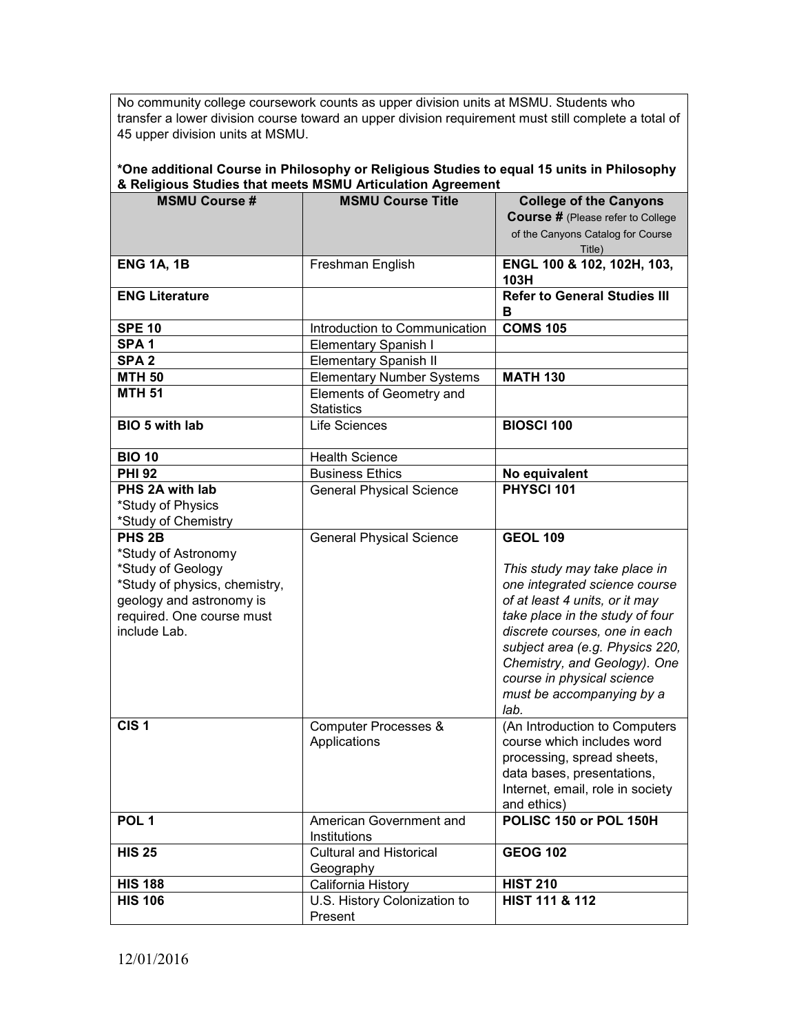No community college coursework counts as upper division units at MSMU. Students who transfer a lower division course toward an upper division requirement must still complete a total of 45 upper division units at MSMU.

**\*One additional Course in Philosophy or Religious Studies to equal 15 units in Philosophy & Religious Studies that meets MSMU Articulation Agreement**

| MSMU Course # | MSMU Course Title | College of the Canyons Course # (Please refer to College of the Canyons Catalog for Course Title) |
|---|---|---|
| **ENG 1A, 1B** | Freshman English | **ENGL 100 & 102, 102H, 103, 103H** |
| **ENG Literature** | | **Refer to General Studies III B** |
| **SPE 10** | Introduction to Communication | **COMS 105** |
| **SPA 1** | Elementary Spanish I | |
| **SPA 2** | Elementary Spanish II | |
| **MTH 50** | Elementary Number Systems | **MATH 130** |
| **MTH 51** | Elements of Geometry and Statistics | |
| **BIO 5 with lab** | Life Sciences | **BIOSCI 100** |
| **BIO 10** | Health Science | |
| **PHI 92** | Business Ethics | **No equivalent** |
| **PHS 2A with lab**<br>\*Study of Physics<br>\*Study of Chemistry | General Physical Science | **PHYSCI 101** |
| **PHS 2B**<br>\*Study of Astronomy<br>\*Study of Geology<br>\*Study of physics, chemistry, geology and astronomy is required. One course must include Lab. | General Physical Science | **GEOL 109**<br><br>*This study may take place in one integrated science course of at least 4 units, or it may take place in the study of four discrete courses, one in each subject area (e.g. Physics 220, Chemistry, and Geology). One course in physical science must be accompanying by a lab.* |
| **CIS 1** | Computer Processes & Applications | (An Introduction to Computers course which includes word processing, spread sheets, data bases, presentations, Internet, email, role in society and ethics) |
| **POL 1** | American Government and Institutions | **POLISC 150 or POL 150H** |
| **HIS 25** | Cultural and Historical Geography | **GEOG 102** |
| **HIS 188** | California History | **HIST 210** |
| **HIS 106** | U.S. History Colonization to Present | **HIST 111 & 112** |

12/01/2016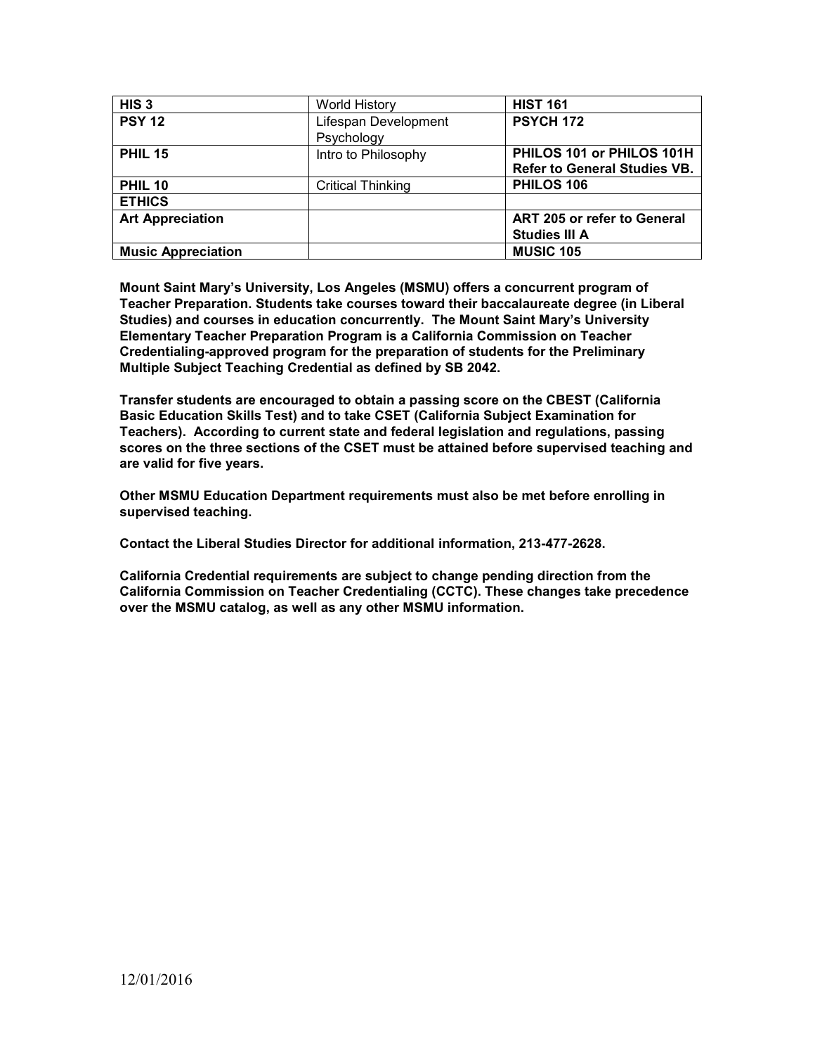| | | |
|---|---|---|
| **HIS 3** | World History | **HIST 161** |
| **PSY 12** | Lifespan Development Psychology | **PSYCH 172** |
| **PHIL 15** | Intro to Philosophy | **PHILOS 101 or PHILOS 101H Refer to General Studies VB.** |
| **PHIL 10** | Critical Thinking | **PHILOS 106** |
| **ETHICS** | | |
| **Art Appreciation** | | **ART 205 or refer to General Studies III A** |
| **Music Appreciation** | | **MUSIC 105** |

**Mount Saint Mary's University, Los Angeles (MSMU) offers a concurrent program of Teacher Preparation. Students take courses toward their baccalaureate degree (in Liberal Studies) and courses in education concurrently. The Mount Saint Mary's University Elementary Teacher Preparation Program is a California Commission on Teacher Credentialing-approved program for the preparation of students for the Preliminary Multiple Subject Teaching Credential as defined by SB 2042.**

**Transfer students are encouraged to obtain a passing score on the CBEST (California Basic Education Skills Test) and to take CSET (California Subject Examination for Teachers). According to current state and federal legislation and regulations, passing scores on the three sections of the CSET must be attained before supervised teaching and are valid for five years.**

**Other MSMU Education Department requirements must also be met before enrolling in supervised teaching.**

**Contact the Liberal Studies Director for additional information, 213-477-2628.**

**California Credential requirements are subject to change pending direction from the California Commission on Teacher Credentialing (CCTC). These changes take precedence over the MSMU catalog, as well as any other MSMU information.**

12/01/2016